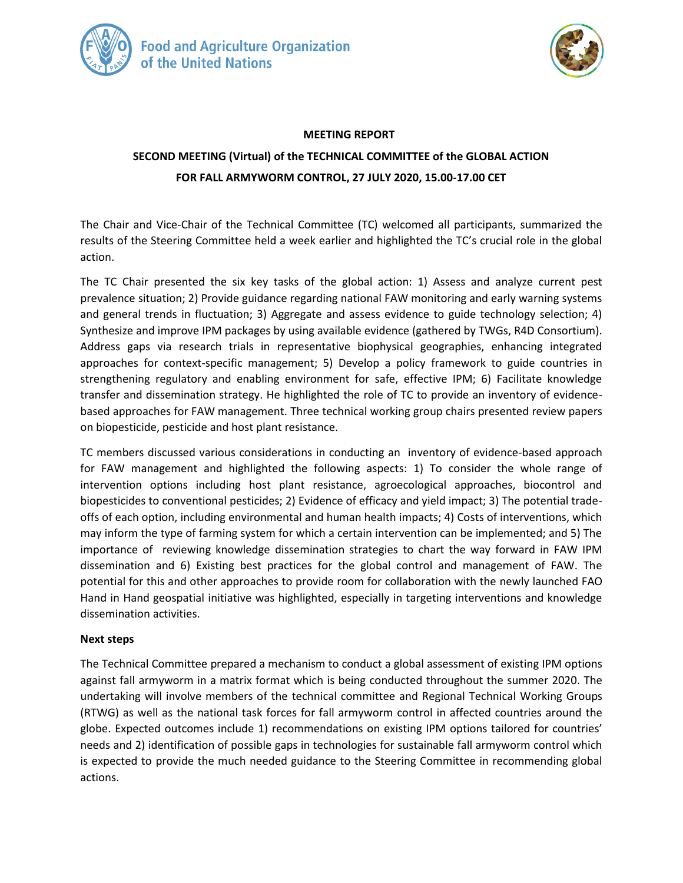**MEETING REPORT**

**SECOND MEETING (Virtual) of the TECHNICAL COMMITTEE of the GLOBAL ACTION FOR FALL ARMYWORM CONTROL, 27 JULY 2020, 15.00-17.00 CET**

The Chair and Vice-Chair of the Technical Committee (TC) welcomed all participants, summarized the results of the Steering Committee held a week earlier and highlighted the TC's crucial role in the global action.

The TC Chair presented the six key tasks of the global action: 1) Assess and analyze current pest prevalence situation; 2) Provide guidance regarding national FAW monitoring and early warning systems and general trends in fluctuation; 3) Aggregate and assess evidence to guide technology selection; 4) Synthesize and improve IPM packages by using available evidence (gathered by TWGs, R4D Consortium). Address gaps via research trials in representative biophysical geographies, enhancing integrated approaches for context-specific management; 5) Develop a policy framework to guide countries in strengthening regulatory and enabling environment for safe, effective IPM; 6) Facilitate knowledge transfer and dissemination strategy. He highlighted the role of TC to provide an inventory of evidence-based approaches for FAW management. Three technical working group chairs presented review papers on biopesticide, pesticide and host plant resistance.

TC members discussed various considerations in conducting an inventory of evidence-based approach for FAW management and highlighted the following aspects: 1) To consider the whole range of intervention options including host plant resistance, agroecological approaches, biocontrol and biopesticides to conventional pesticides; 2) Evidence of efficacy and yield impact; 3) The potential trade-offs of each option, including environmental and human health impacts; 4) Costs of interventions, which may inform the type of farming system for which a certain intervention can be implemented; and 5) The importance of reviewing knowledge dissemination strategies to chart the way forward in FAW IPM dissemination and 6) Existing best practices for the global control and management of FAW. The potential for this and other approaches to provide room for collaboration with the newly launched FAO Hand in Hand geospatial initiative was highlighted, especially in targeting interventions and knowledge dissemination activities.

**Next steps**

The Technical Committee prepared a mechanism to conduct a global assessment of existing IPM options against fall armyworm in a matrix format which is being conducted throughout the summer 2020. The undertaking will involve members of the technical committee and Regional Technical Working Groups (RTWG) as well as the national task forces for fall armyworm control in affected countries around the globe. Expected outcomes include 1) recommendations on existing IPM options tailored for countries' needs and 2) identification of possible gaps in technologies for sustainable fall armyworm control which is expected to provide the much needed guidance to the Steering Committee in recommending global actions.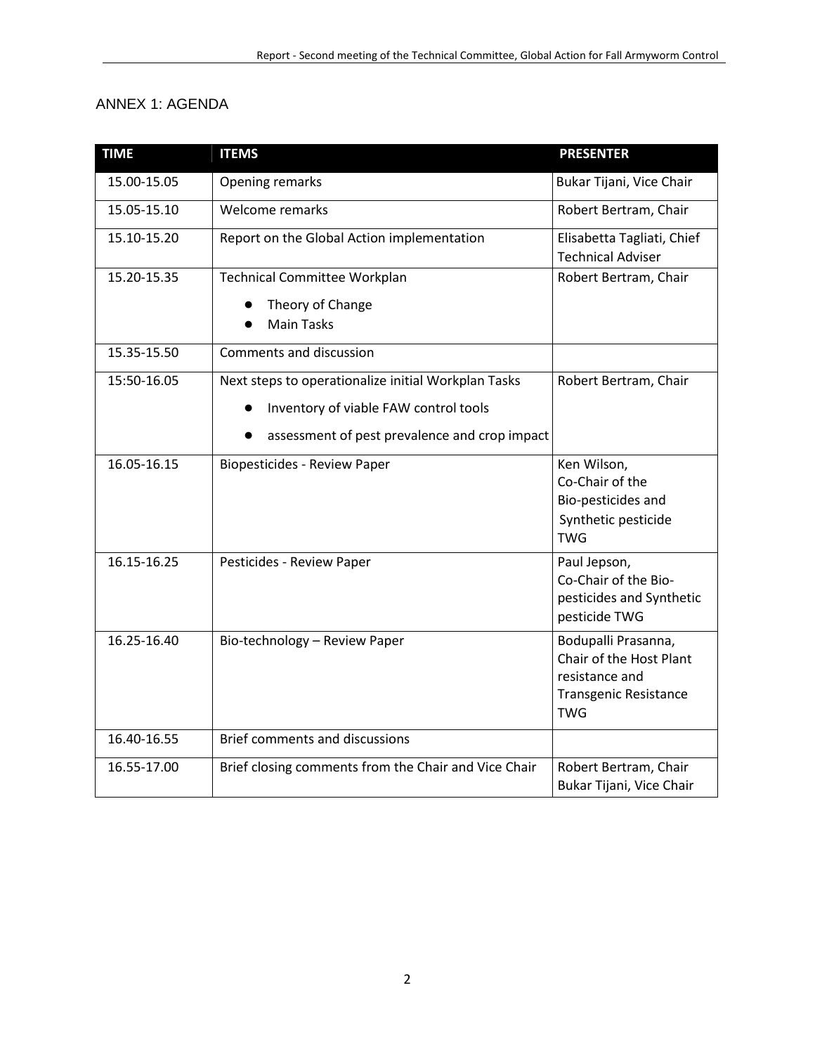## ANNEX 1: AGENDA

| TIME | ITEMS | PRESENTER |
|---|---|---|
| 15.00-15.05 | Opening remarks | Bukar Tijani, Vice Chair |
| 15.05-15.10 | Welcome remarks | Robert Bertram, Chair |
| 15.10-15.20 | Report on the Global Action implementation | Elisabetta Tagliati, Chief Technical Adviser |
| 15.20-15.35 | Technical Committee Workplan<br>● Theory of Change<br>● Main Tasks | Robert Bertram, Chair |
| 15.35-15.50 | Comments and discussion | |
| 15:50-16.05 | Next steps to operationalize initial Workplan Tasks<br>● Inventory of viable FAW control tools<br>● assessment of pest prevalence and crop impact | Robert Bertram, Chair |
| 16.05-16.15 | Biopesticides - Review Paper | Ken Wilson, Co-Chair of the Bio-pesticides and Synthetic pesticide TWG |
| 16.15-16.25 | Pesticides - Review Paper | Paul Jepson, Co-Chair of the Bio-pesticides and Synthetic pesticide TWG |
| 16.25-16.40 | Bio-technology – Review Paper | Bodupalli Prasanna, Chair of the Host Plant resistance and Transgenic Resistance TWG |
| 16.40-16.55 | Brief comments and discussions | |
| 16.55-17.00 | Brief closing comments from the Chair and Vice Chair | Robert Bertram, Chair<br>Bukar Tijani, Vice Chair |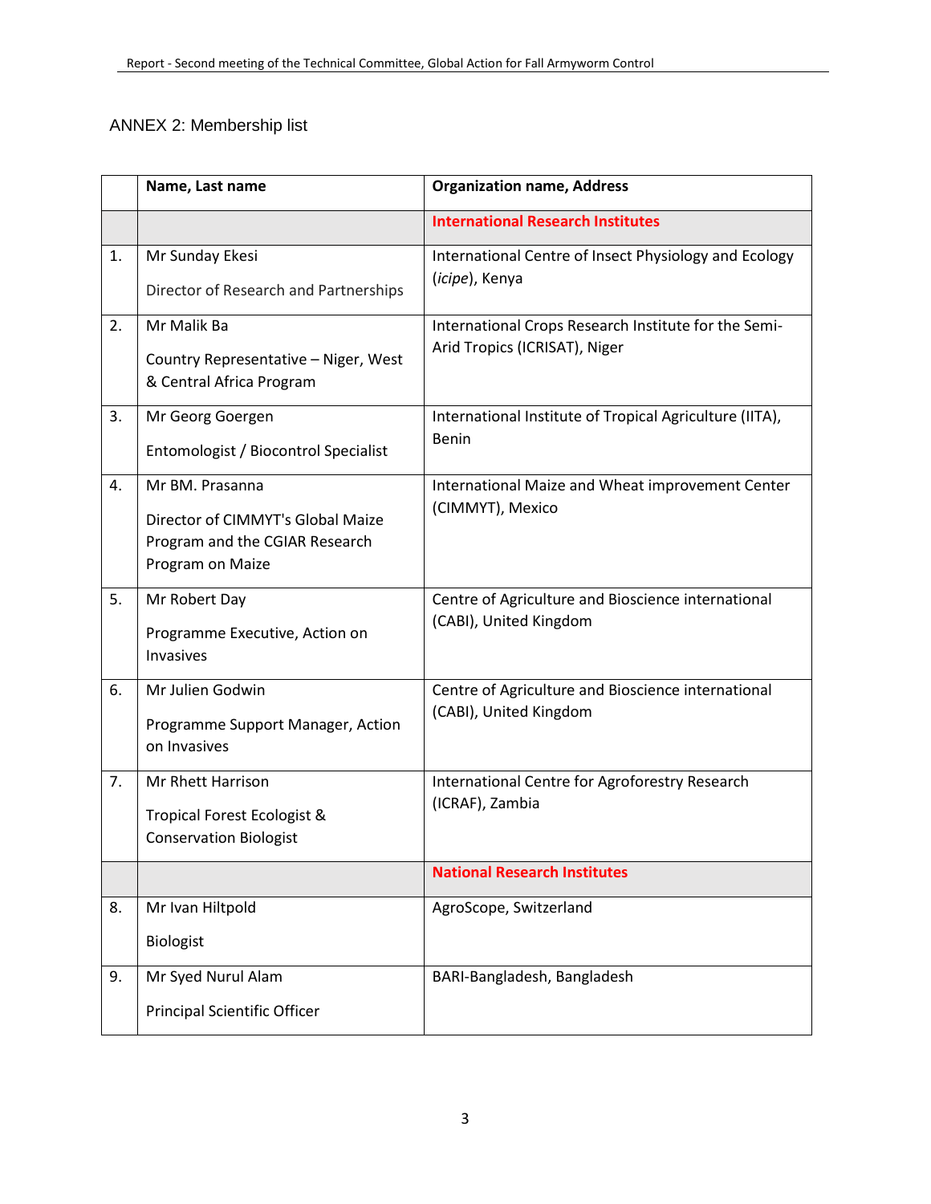ANNEX 2: Membership list

| | Name, Last name | Organization name, Address |
|---|---|---|
| | | **International Research Institutes** |
| 1. | Mr Sunday Ekesi<br><br>Director of Research and Partnerships | International Centre of Insect Physiology and Ecology (*icipe*), Kenya |
| 2. | Mr Malik Ba<br><br>Country Representative – Niger, West & Central Africa Program | International Crops Research Institute for the Semi-Arid Tropics (ICRISAT), Niger |
| 3. | Mr Georg Goergen<br><br>Entomologist / Biocontrol Specialist | International Institute of Tropical Agriculture (IITA), Benin |
| 4. | Mr BM. Prasanna<br><br>Director of CIMMYT's Global Maize Program and the CGIAR Research Program on Maize | International Maize and Wheat improvement Center (CIMMYT), Mexico |
| 5. | Mr Robert Day<br><br>Programme Executive, Action on Invasives | Centre of Agriculture and Bioscience international (CABI), United Kingdom |
| 6. | Mr Julien Godwin<br><br>Programme Support Manager, Action on Invasives | Centre of Agriculture and Bioscience international (CABI), United Kingdom |
| 7. | Mr Rhett Harrison<br><br>Tropical Forest Ecologist & Conservation Biologist | International Centre for Agroforestry Research (ICRAF), Zambia |
| | | **National Research Institutes** |
| 8. | Mr Ivan Hiltpold<br><br>Biologist | AgroScope, Switzerland |
| 9. | Mr Syed Nurul Alam<br><br>Principal Scientific Officer | BARI-Bangladesh, Bangladesh |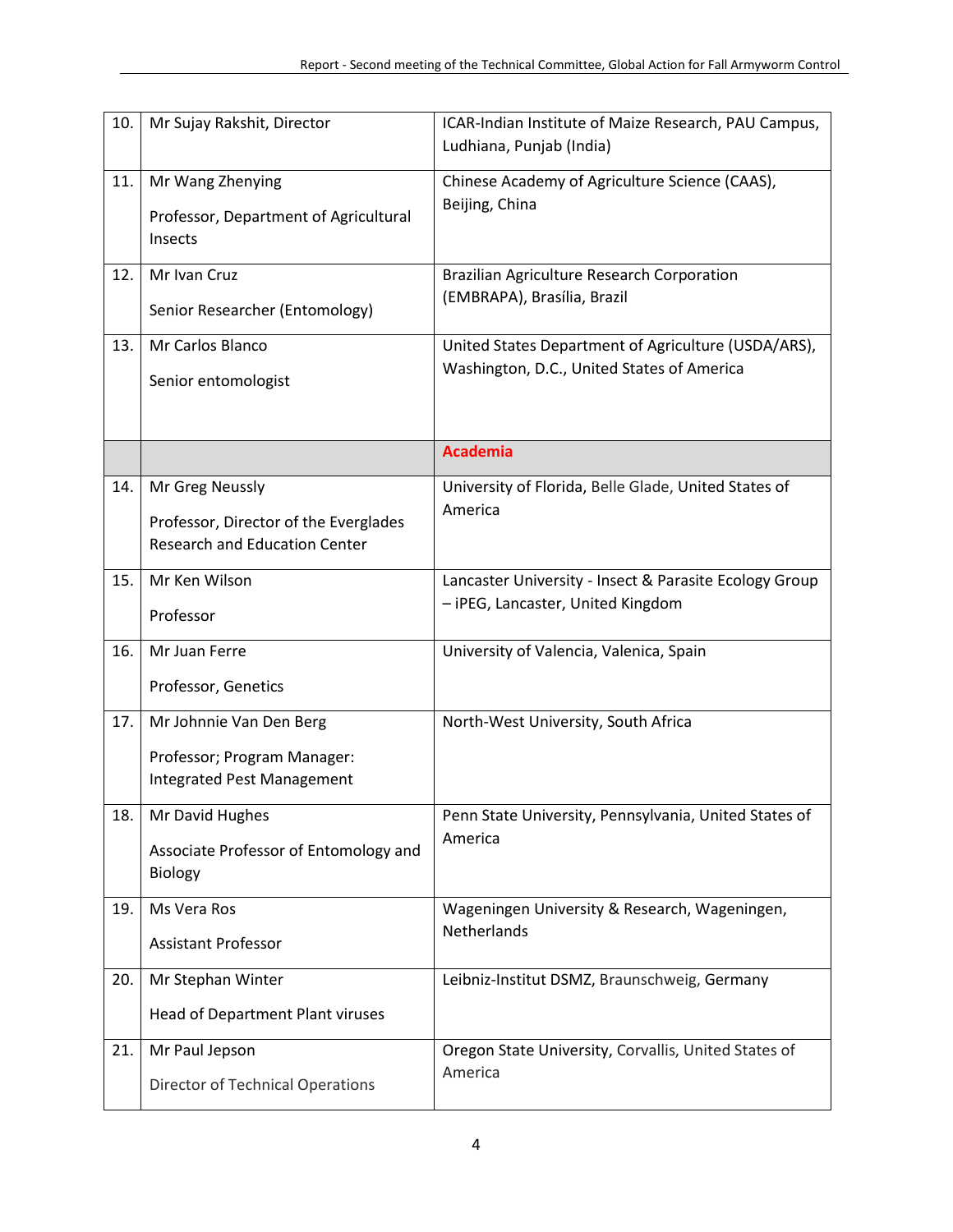| | | |
|---|---|---|
| 10. | Mr Sujay Rakshit, Director | ICAR-Indian Institute of Maize Research, PAU Campus, Ludhiana, Punjab (India) |
| 11. | Mr Wang Zhenying<br><br>Professor, Department of Agricultural Insects | Chinese Academy of Agriculture Science (CAAS), Beijing, China |
| 12. | Mr Ivan Cruz<br><br>Senior Researcher (Entomology) | Brazilian Agriculture Research Corporation (EMBRAPA), Brasília, Brazil |
| 13. | Mr Carlos Blanco<br><br>Senior entomologist | United States Department of Agriculture (USDA/ARS), Washington, D.C., United States of America |
| | | **Academia** |
| 14. | Mr Greg Neussly<br><br>Professor, Director of the Everglades Research and Education Center | University of Florida, Belle Glade, United States of America |
| 15. | Mr Ken Wilson<br><br>Professor | Lancaster University - Insect & Parasite Ecology Group – iPEG, Lancaster, United Kingdom |
| 16. | Mr Juan Ferre<br><br>Professor, Genetics | University of Valencia, Valenica, Spain |
| 17. | Mr Johnnie Van Den Berg<br><br>Professor; Program Manager: Integrated Pest Management | North-West University, South Africa |
| 18. | Mr David Hughes<br><br>Associate Professor of Entomology and Biology | Penn State University, Pennsylvania, United States of America |
| 19. | Ms Vera Ros<br><br>Assistant Professor | Wageningen University & Research, Wageningen, Netherlands |
| 20. | Mr Stephan Winter<br><br>Head of Department Plant viruses | Leibniz-Institut DSMZ, Braunschweig, Germany |
| 21. | Mr Paul Jepson<br><br>Director of Technical Operations | Oregon State University, Corvallis, United States of America |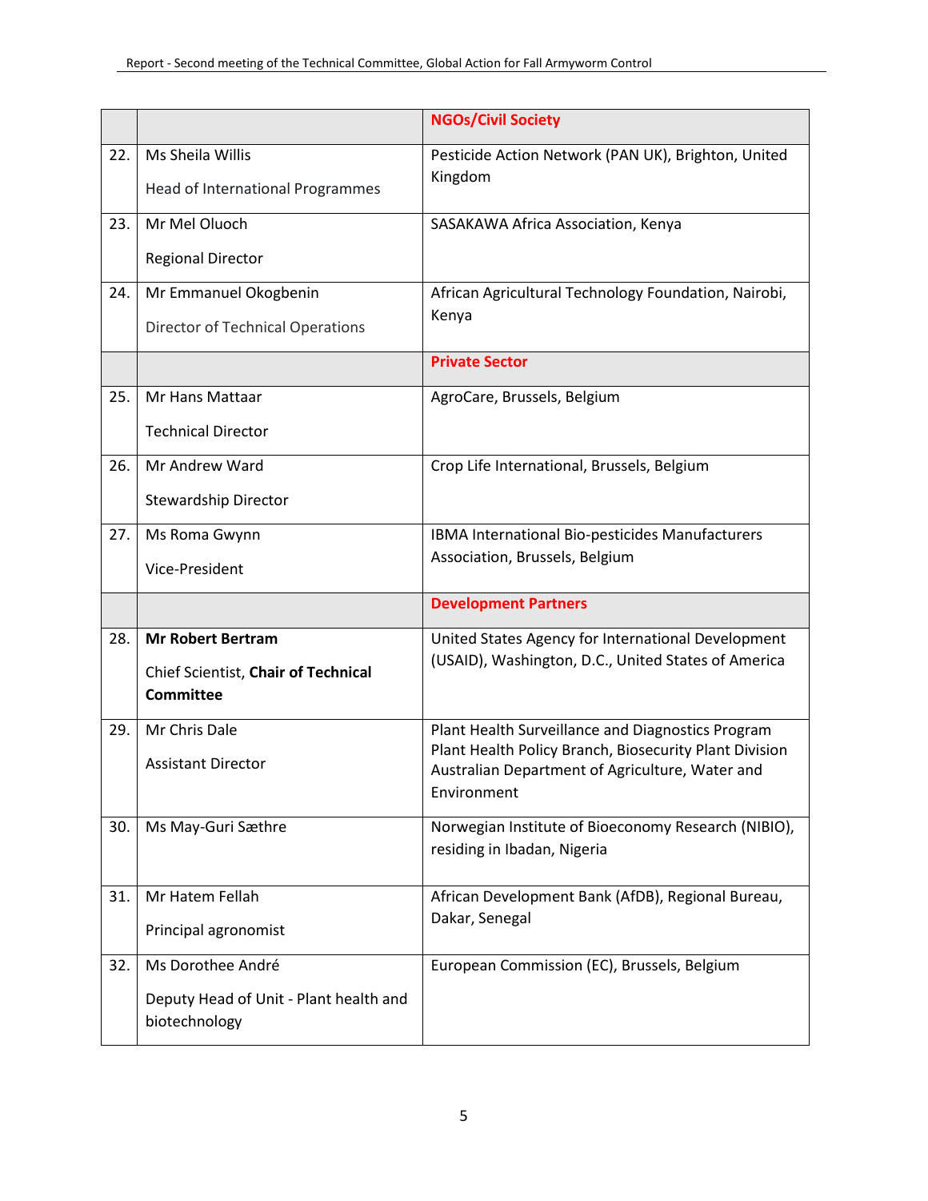| | | |
|---|---|---|
| | | **NGOs/Civil Society** |
| 22. | Ms Sheila Willis<br><br>Head of International Programmes | Pesticide Action Network (PAN UK), Brighton, United Kingdom |
| 23. | Mr Mel Oluoch<br><br>Regional Director | SASAKAWA Africa Association, Kenya |
| 24. | Mr Emmanuel Okogbenin<br><br>Director of Technical Operations | African Agricultural Technology Foundation, Nairobi, Kenya |
| | | **Private Sector** |
| 25. | Mr Hans Mattaar<br><br>Technical Director | AgroCare, Brussels, Belgium |
| 26. | Mr Andrew Ward<br><br>Stewardship Director | Crop Life International, Brussels, Belgium |
| 27. | Ms Roma Gwynn<br><br>Vice-President | IBMA International Bio-pesticides Manufacturers Association, Brussels, Belgium |
| | | **Development Partners** |
| 28. | **Mr Robert Bertram**<br><br>Chief Scientist, **Chair of Technical Committee** | United States Agency for International Development (USAID), Washington, D.C., United States of America |
| 29. | Mr Chris Dale<br><br>Assistant Director | Plant Health Surveillance and Diagnostics Program Plant Health Policy Branch, Biosecurity Plant Division Australian Department of Agriculture, Water and Environment |
| 30. | Ms May-Guri Sæthre | Norwegian Institute of Bioeconomy Research (NIBIO), residing in Ibadan, Nigeria |
| 31. | Mr Hatem Fellah<br><br>Principal agronomist | African Development Bank (AfDB), Regional Bureau, Dakar, Senegal |
| 32. | Ms Dorothee André<br><br>Deputy Head of Unit - Plant health and biotechnology | European Commission (EC), Brussels, Belgium |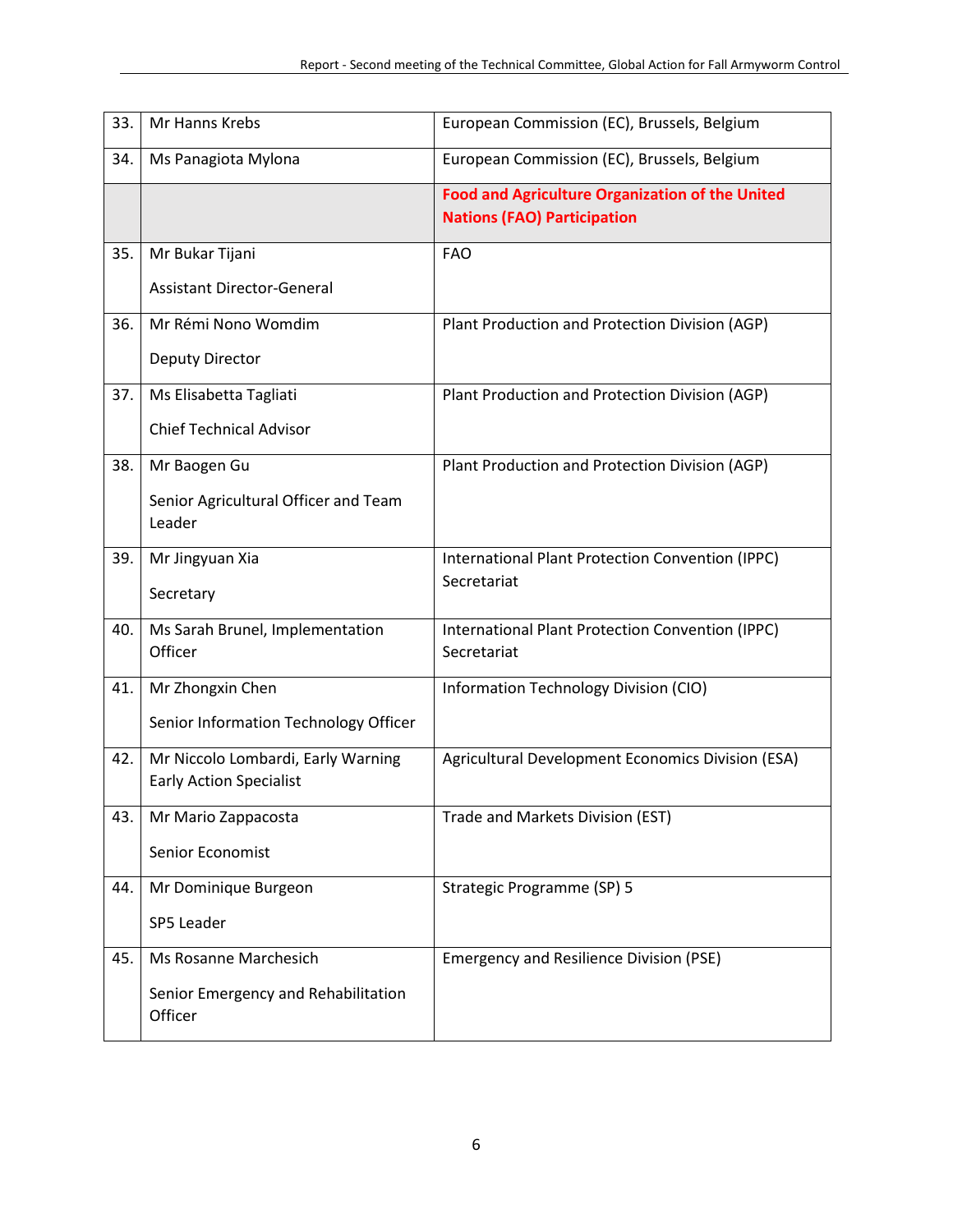| | | |
|---|---|---|
| 33. | Mr Hanns Krebs | European Commission (EC), Brussels, Belgium |
| 34. | Ms Panagiota Mylona | European Commission (EC), Brussels, Belgium |
| | | **Food and Agriculture Organization of the United Nations (FAO) Participation** |
| 35. | Mr Bukar Tijani<br><br>Assistant Director-General | FAO |
| 36. | Mr Rémi Nono Womdim<br><br>Deputy Director | Plant Production and Protection Division (AGP) |
| 37. | Ms Elisabetta Tagliati<br><br>Chief Technical Advisor | Plant Production and Protection Division (AGP) |
| 38. | Mr Baogen Gu<br><br>Senior Agricultural Officer and Team Leader | Plant Production and Protection Division (AGP) |
| 39. | Mr Jingyuan Xia<br><br>Secretary | International Plant Protection Convention (IPPC) Secretariat |
| 40. | Ms Sarah Brunel, Implementation Officer | International Plant Protection Convention (IPPC) Secretariat |
| 41. | Mr Zhongxin Chen<br><br>Senior Information Technology Officer | Information Technology Division (CIO) |
| 42. | Mr Niccolo Lombardi, Early Warning Early Action Specialist | Agricultural Development Economics Division (ESA) |
| 43. | Mr Mario Zappacosta<br><br>Senior Economist | Trade and Markets Division (EST) |
| 44. | Mr Dominique Burgeon<br><br>SP5 Leader | Strategic Programme (SP) 5 |
| 45. | Ms Rosanne Marchesich<br><br>Senior Emergency and Rehabilitation Officer | Emergency and Resilience Division (PSE) |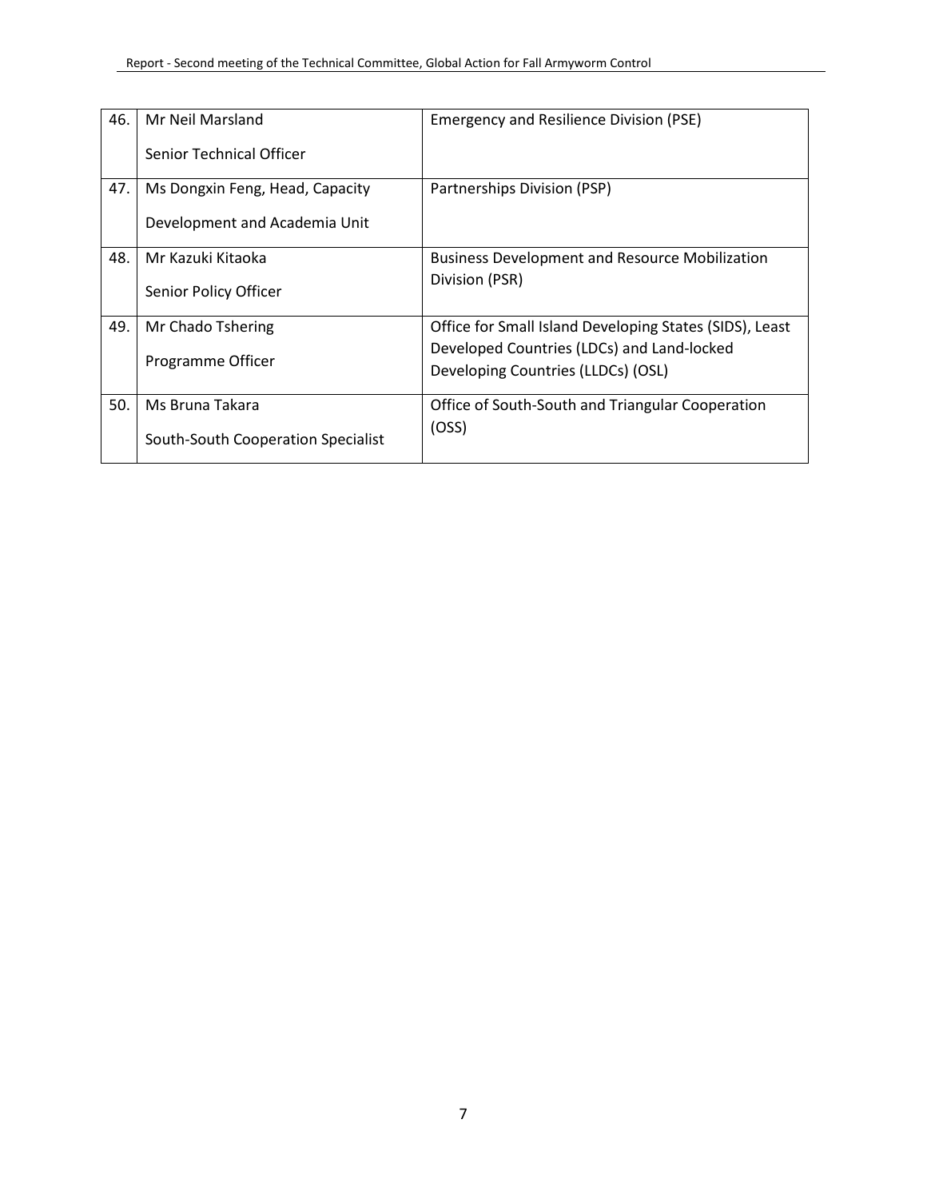| | | |
|---|---|---|
| 46. | Mr Neil Marsland<br><br>Senior Technical Officer | Emergency and Resilience Division (PSE) |
| 47. | Ms Dongxin Feng, Head, Capacity<br><br>Development and Academia Unit | Partnerships Division (PSP) |
| 48. | Mr Kazuki Kitaoka<br><br>Senior Policy Officer | Business Development and Resource Mobilization Division (PSR) |
| 49. | Mr Chado Tshering<br><br>Programme Officer | Office for Small Island Developing States (SIDS), Least Developed Countries (LDCs) and Land-locked Developing Countries (LLDCs) (OSL) |
| 50. | Ms Bruna Takara<br><br>South-South Cooperation Specialist | Office of South-South and Triangular Cooperation (OSS) |